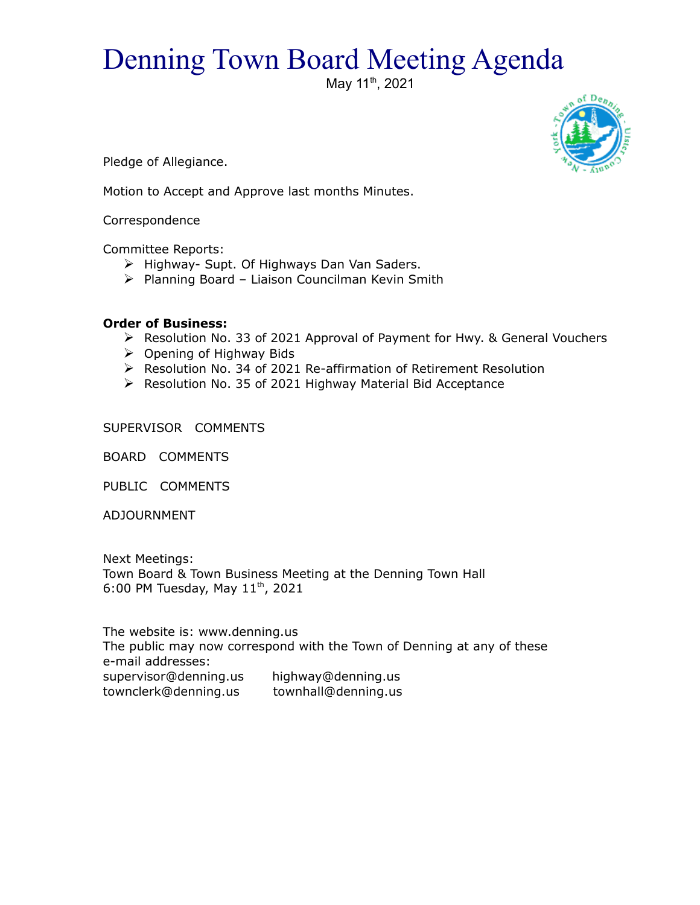# Denning Town Board Meeting Agenda

May 11th, 2021

Pledge of Allegiance.

Motion to Accept and Approve last months Minutes.

Correspondence

Committee Reports:

- Highway- Supt. Of Highways Dan Van Saders.
- Planning Board – Liaison Councilman Kevin Smith

**Order of Business:**

- Resolution No. 33 of 2021 Approval of Payment for Hwy. & General Vouchers
- Opening of Highway Bids
- Resolution No. 34 of 2021 Re-affirmation of Retirement Resolution
- Resolution No. 35 of 2021 Highway Material Bid Acceptance

SUPERVISOR COMMENTS

BOARD COMMENTS

PUBLIC COMMENTS

ADJOURNMENT

Next Meetings:
Town Board & Town Business Meeting at the Denning Town Hall
6:00 PM Tuesday, May 11th, 2021

The website is: www.denning.us
The public may now correspond with the Town of Denning at any of these e-mail addresses:

supervisor@denning.us highway@denning.us
townclerk@denning.us townhall@denning.us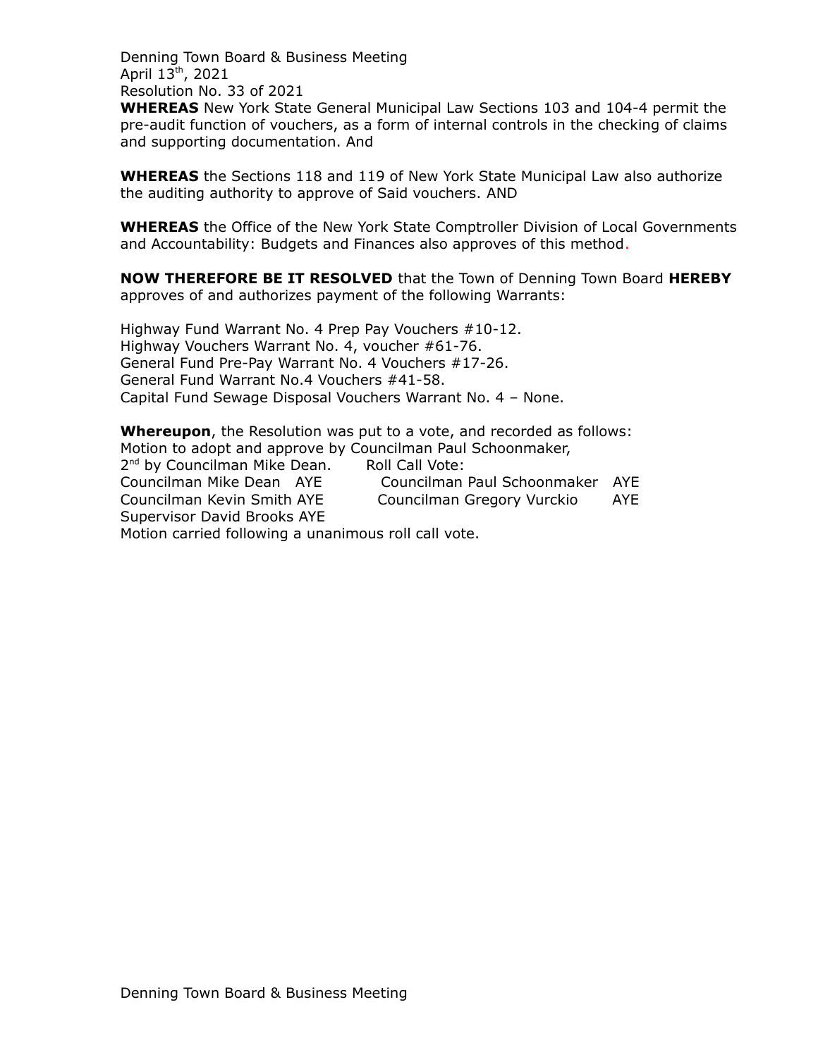Denning Town Board & Business Meeting
April 13th, 2021
Resolution No. 33 of 2021

**WHEREAS** New York State General Municipal Law Sections 103 and 104-4 permit the pre-audit function of vouchers, as a form of internal controls in the checking of claims and supporting documentation. And

**WHEREAS** the Sections 118 and 119 of New York State Municipal Law also authorize the auditing authority to approve of Said vouchers. AND

**WHEREAS** the Office of the New York State Comptroller Division of Local Governments and Accountability: Budgets and Finances also approves of this method.

**NOW THEREFORE BE IT RESOLVED** that the Town of Denning Town Board **HEREBY** approves of and authorizes payment of the following Warrants:

Highway Fund Warrant No. 4 Prep Pay Vouchers #10-12.
Highway Vouchers Warrant No. 4, voucher #61-76.
General Fund Pre-Pay Warrant No. 4 Vouchers #17-26.
General Fund Warrant No.4 Vouchers #41-58.
Capital Fund Sewage Disposal Vouchers Warrant No. 4 – None.

**Whereupon**, the Resolution was put to a vote, and recorded as follows:
Motion to adopt and approve by Councilman Paul Schoonmaker,
2nd by Councilman Mike Dean. Roll Call Vote:
Councilman Mike Dean AYE Councilman Paul Schoonmaker AYE
Councilman Kevin Smith AYE Councilman Gregory Vurckio AYE
Supervisor David Brooks AYE
Motion carried following a unanimous roll call vote.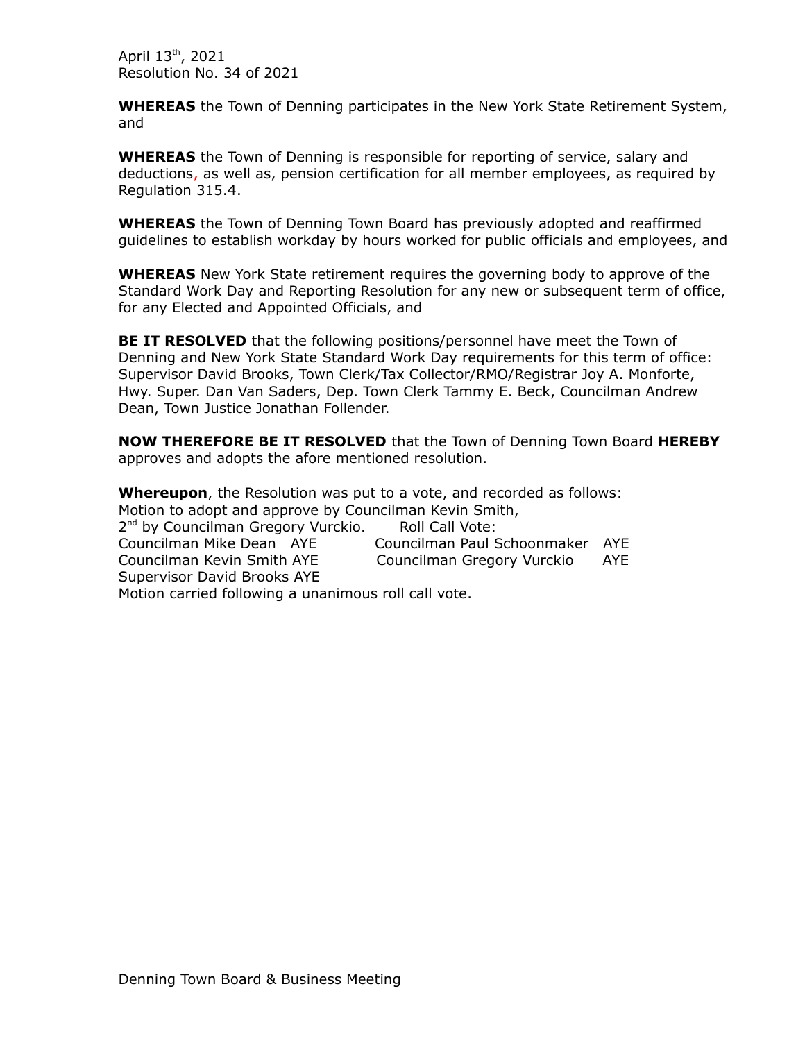April 13th, 2021
Resolution No. 34 of 2021

**WHEREAS** the Town of Denning participates in the New York State Retirement System, and

**WHEREAS** the Town of Denning is responsible for reporting of service, salary and deductions, as well as, pension certification for all member employees, as required by Regulation 315.4.

**WHEREAS** the Town of Denning Town Board has previously adopted and reaffirmed guidelines to establish workday by hours worked for public officials and employees, and

**WHEREAS** New York State retirement requires the governing body to approve of the Standard Work Day and Reporting Resolution for any new or subsequent term of office, for any Elected and Appointed Officials, and

**BE IT RESOLVED** that the following positions/personnel have meet the Town of Denning and New York State Standard Work Day requirements for this term of office: Supervisor David Brooks, Town Clerk/Tax Collector/RMO/Registrar Joy A. Monforte, Hwy. Super. Dan Van Saders, Dep. Town Clerk Tammy E. Beck, Councilman Andrew Dean, Town Justice Jonathan Follender.

**NOW THEREFORE BE IT RESOLVED** that the Town of Denning Town Board **HEREBY** approves and adopts the afore mentioned resolution.

**Whereupon**, the Resolution was put to a vote, and recorded as follows:
Motion to adopt and approve by Councilman Kevin Smith,
2nd by Councilman Gregory Vurckio. Roll Call Vote:

Councilman Mike Dean AYE
Councilman Paul Schoonmaker AYE
Councilman Kevin Smith AYE
Councilman Gregory Vurckio AYE
Supervisor David Brooks AYE

Motion carried following a unanimous roll call vote.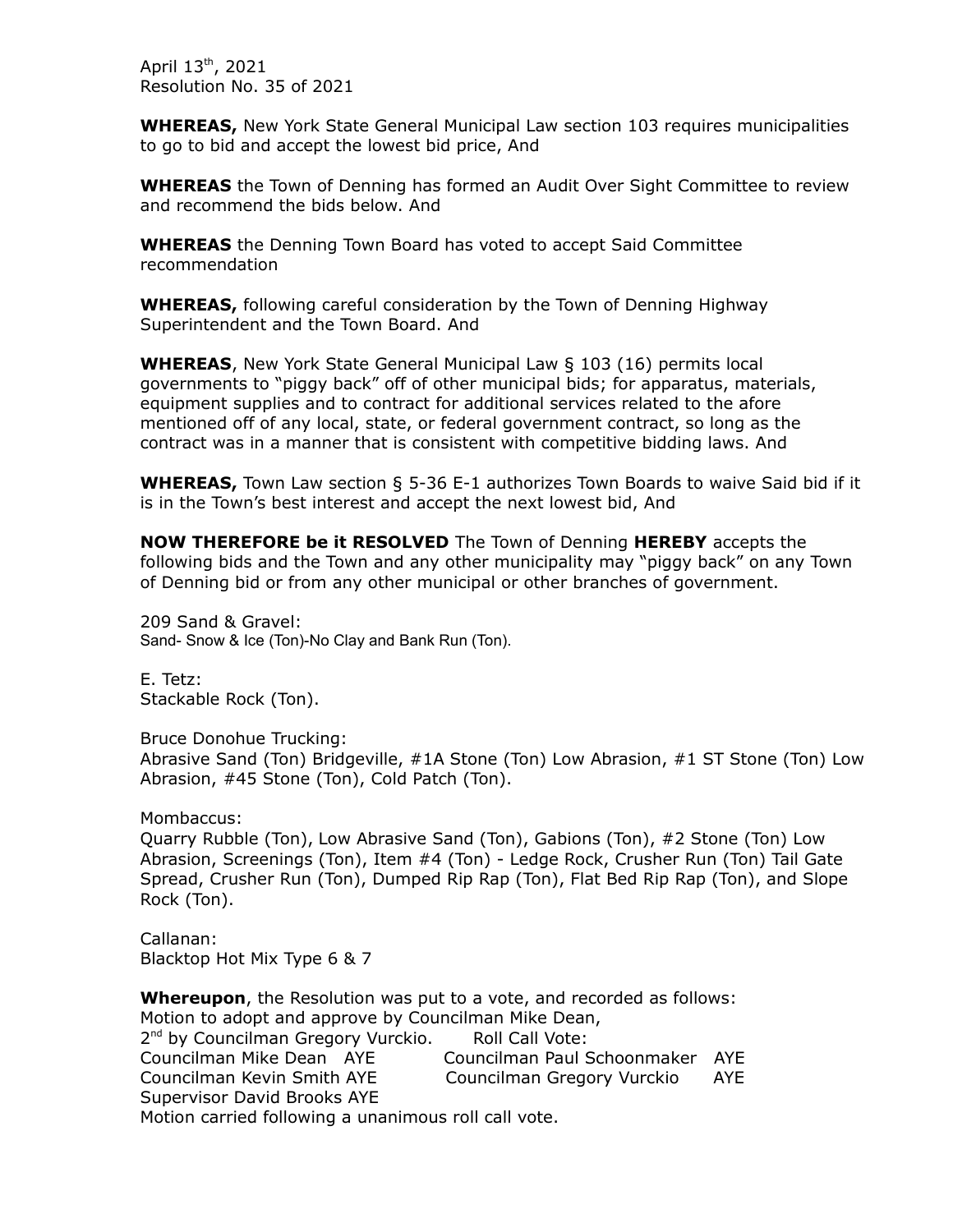April 13th, 2021
Resolution No. 35 of 2021

**WHEREAS,** New York State General Municipal Law section 103 requires municipalities to go to bid and accept the lowest bid price, And

**WHEREAS** the Town of Denning has formed an Audit Over Sight Committee to review and recommend the bids below. And

**WHEREAS** the Denning Town Board has voted to accept Said Committee recommendation

**WHEREAS,** following careful consideration by the Town of Denning Highway Superintendent and the Town Board. And

**WHEREAS**, New York State General Municipal Law § 103 (16) permits local governments to "piggy back" off of other municipal bids; for apparatus, materials, equipment supplies and to contract for additional services related to the afore mentioned off of any local, state, or federal government contract, so long as the contract was in a manner that is consistent with competitive bidding laws. And

**WHEREAS,** Town Law section § 5-36 E-1 authorizes Town Boards to waive Said bid if it is in the Town's best interest and accept the next lowest bid, And

**NOW THEREFORE be it RESOLVED** The Town of Denning **HEREBY** accepts the following bids and the Town and any other municipality may "piggy back" on any Town of Denning bid or from any other municipal or other branches of government.

209 Sand & Gravel:
Sand- Snow & Ice (Ton)-No Clay and Bank Run (Ton).

E. Tetz:
Stackable Rock (Ton).

Bruce Donohue Trucking:
Abrasive Sand (Ton) Bridgeville, #1A Stone (Ton) Low Abrasion, #1 ST Stone (Ton) Low Abrasion, #45 Stone (Ton), Cold Patch (Ton).

Mombaccus:
Quarry Rubble (Ton), Low Abrasive Sand (Ton), Gabions (Ton), #2 Stone (Ton) Low Abrasion, Screenings (Ton), Item #4 (Ton) - Ledge Rock, Crusher Run (Ton) Tail Gate Spread, Crusher Run (Ton), Dumped Rip Rap (Ton), Flat Bed Rip Rap (Ton), and Slope Rock (Ton).

Callanan:
Blacktop Hot Mix Type 6 & 7

**Whereupon**, the Resolution was put to a vote, and recorded as follows:
Motion to adopt and approve by Councilman Mike Dean,
2nd by Councilman Gregory Vurckio. Roll Call Vote:
Councilman Mike Dean AYE Councilman Paul Schoonmaker AYE
Councilman Kevin Smith AYE Councilman Gregory Vurckio AYE
Supervisor David Brooks AYE
Motion carried following a unanimous roll call vote.